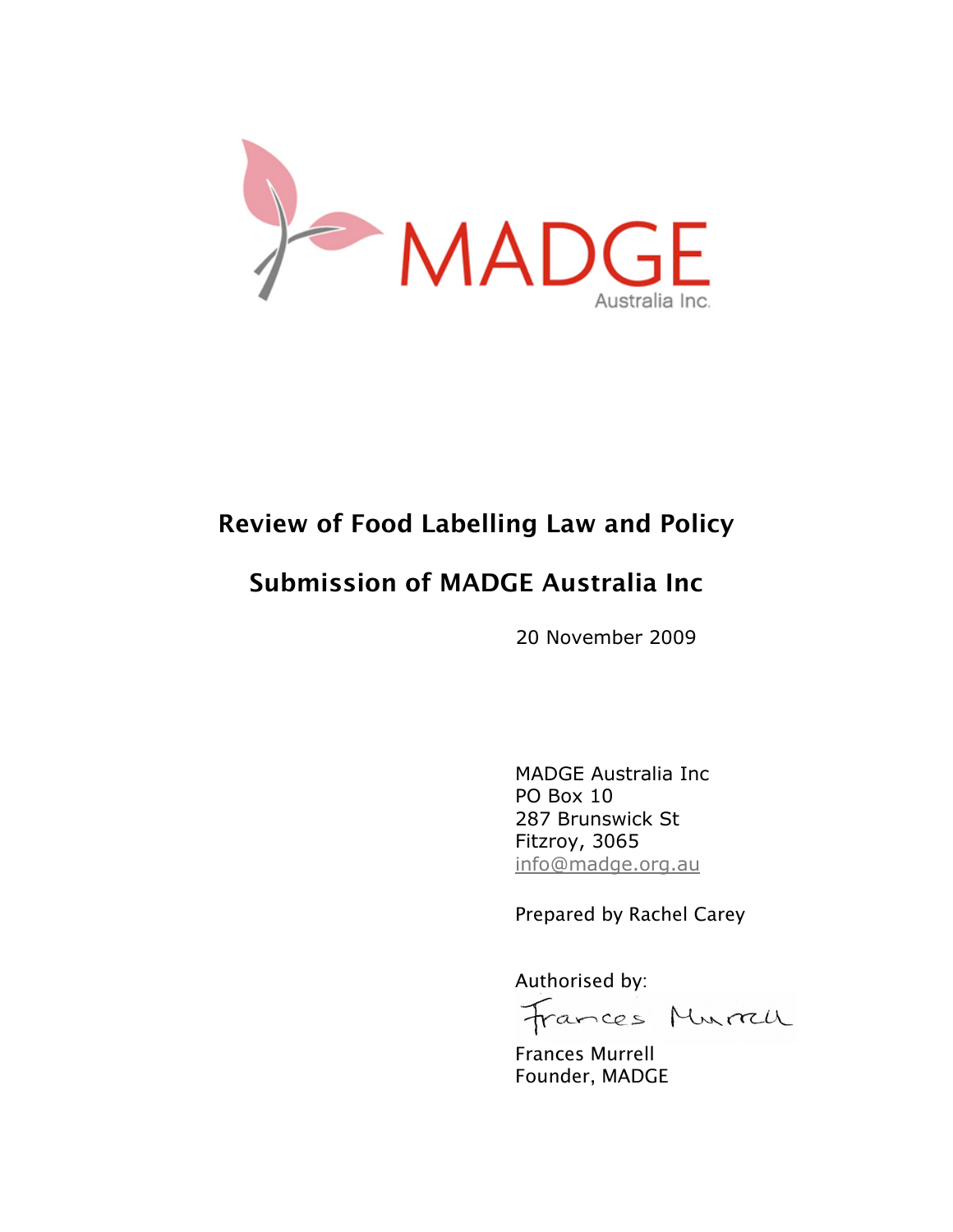MADGE

Australia Inc.

# Review of Food Labelling Law and Policy

## Submission of MADGE Australia Inc

20 November 2009

MADGE Australia Inc
PO Box 10
287 Brunswick St
Fitzroy, 3065
info@madge.org.au

Prepared by Rachel Carey

Authorised by:

Frances Murrell

Frances Murrell
Founder, MADGE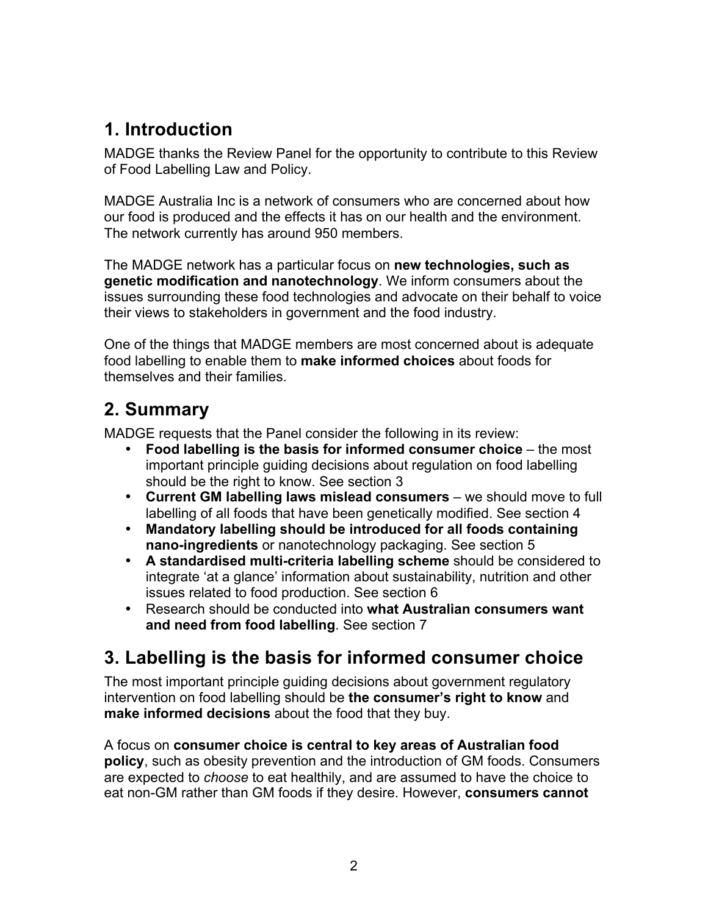## 1. Introduction

MADGE thanks the Review Panel for the opportunity to contribute to this Review of Food Labelling Law and Policy.

MADGE Australia Inc is a network of consumers who are concerned about how our food is produced and the effects it has on our health and the environment. The network currently has around 950 members.

The MADGE network has a particular focus on **new technologies, such as genetic modification and nanotechnology**. We inform consumers about the issues surrounding these food technologies and advocate on their behalf to voice their views to stakeholders in government and the food industry.

One of the things that MADGE members are most concerned about is adequate food labelling to enable them to **make informed choices** about foods for themselves and their families.

## 2. Summary

MADGE requests that the Panel consider the following in its review:

- **Food labelling is the basis for informed consumer choice** – the most important principle guiding decisions about regulation on food labelling should be the right to know. See section 3
- **Current GM labelling laws mislead consumers** – we should move to full labelling of all foods that have been genetically modified. See section 4
- **Mandatory labelling should be introduced for all foods containing nano-ingredients** or nanotechnology packaging. See section 5
- **A standardised multi-criteria labelling scheme** should be considered to integrate 'at a glance' information about sustainability, nutrition and other issues related to food production. See section 6
- Research should be conducted into **what Australian consumers want and need from food labelling**. See section 7

## 3. Labelling is the basis for informed consumer choice

The most important principle guiding decisions about government regulatory intervention on food labelling should be **the consumer's right to know** and **make informed decisions** about the food that they buy.

A focus on **consumer choice is central to key areas of Australian food policy**, such as obesity prevention and the introduction of GM foods. Consumers are expected to *choose* to eat healthily, and are assumed to have the choice to eat non-GM rather than GM foods if they desire. However, **consumers cannot**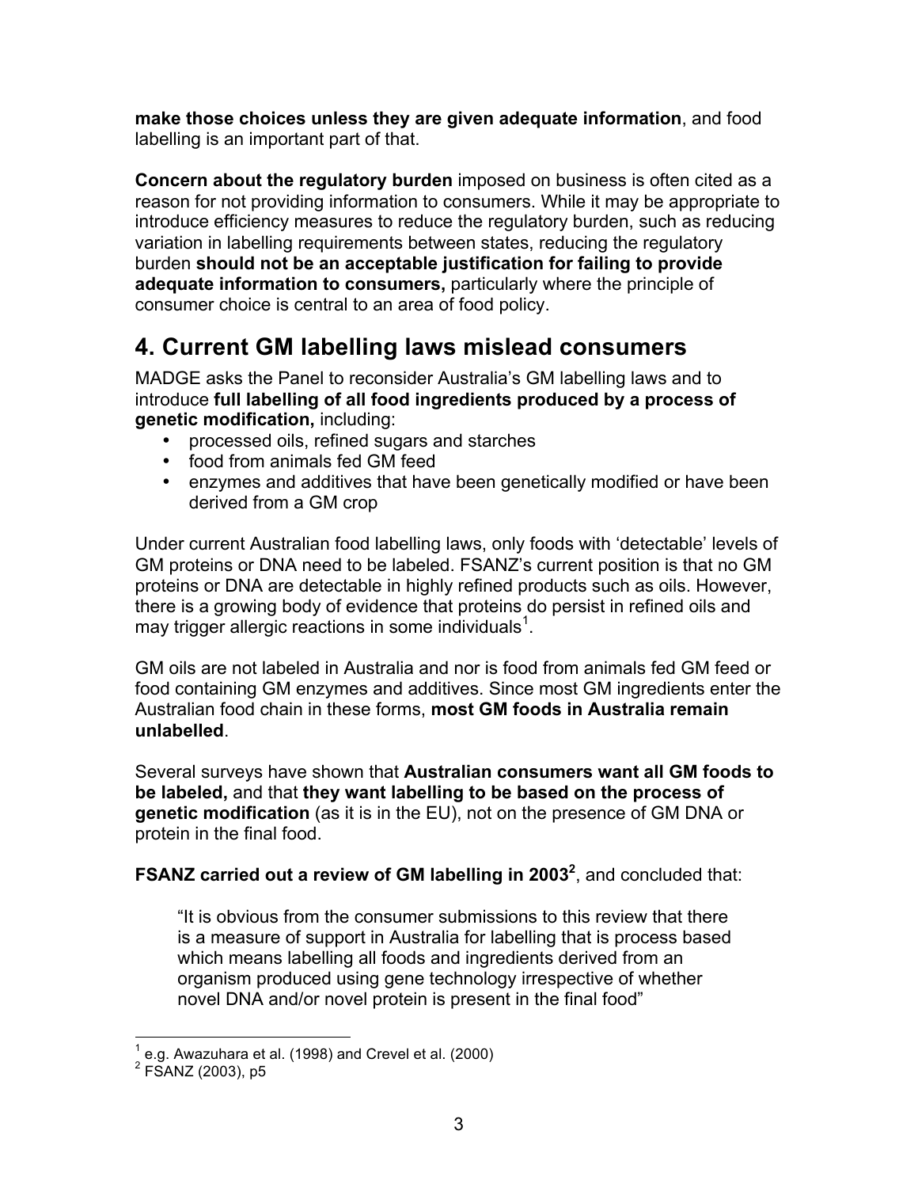**make those choices unless they are given adequate information**, and food labelling is an important part of that.

**Concern about the regulatory burden** imposed on business is often cited as a reason for not providing information to consumers. While it may be appropriate to introduce efficiency measures to reduce the regulatory burden, such as reducing variation in labelling requirements between states, reducing the regulatory burden **should not be an acceptable justification for failing to provide adequate information to consumers,** particularly where the principle of consumer choice is central to an area of food policy.

## 4. Current GM labelling laws mislead consumers

MADGE asks the Panel to reconsider Australia's GM labelling laws and to introduce **full labelling of all food ingredients produced by a process of genetic modification,** including:

- processed oils, refined sugars and starches
- food from animals fed GM feed
- enzymes and additives that have been genetically modified or have been derived from a GM crop

Under current Australian food labelling laws, only foods with 'detectable' levels of GM proteins or DNA need to be labeled. FSANZ's current position is that no GM proteins or DNA are detectable in highly refined products such as oils. However, there is a growing body of evidence that proteins do persist in refined oils and may trigger allergic reactions in some individuals[1].

GM oils are not labeled in Australia and nor is food from animals fed GM feed or food containing GM enzymes and additives. Since most GM ingredients enter the Australian food chain in these forms, **most GM foods in Australia remain unlabelled**.

Several surveys have shown that **Australian consumers want all GM foods to be labeled,** and that **they want labelling to be based on the process of genetic modification** (as it is in the EU), not on the presence of GM DNA or protein in the final food.

**FSANZ carried out a review of GM labelling in 2003[2]**, and concluded that:

> "It is obvious from the consumer submissions to this review that there is a measure of support in Australia for labelling that is process based which means labelling all foods and ingredients derived from an organism produced using gene technology irrespective of whether novel DNA and/or novel protein is present in the final food"

[1] e.g. Awazuhara et al. (1998) and Crevel et al. (2000)

[2] FSANZ (2003), p5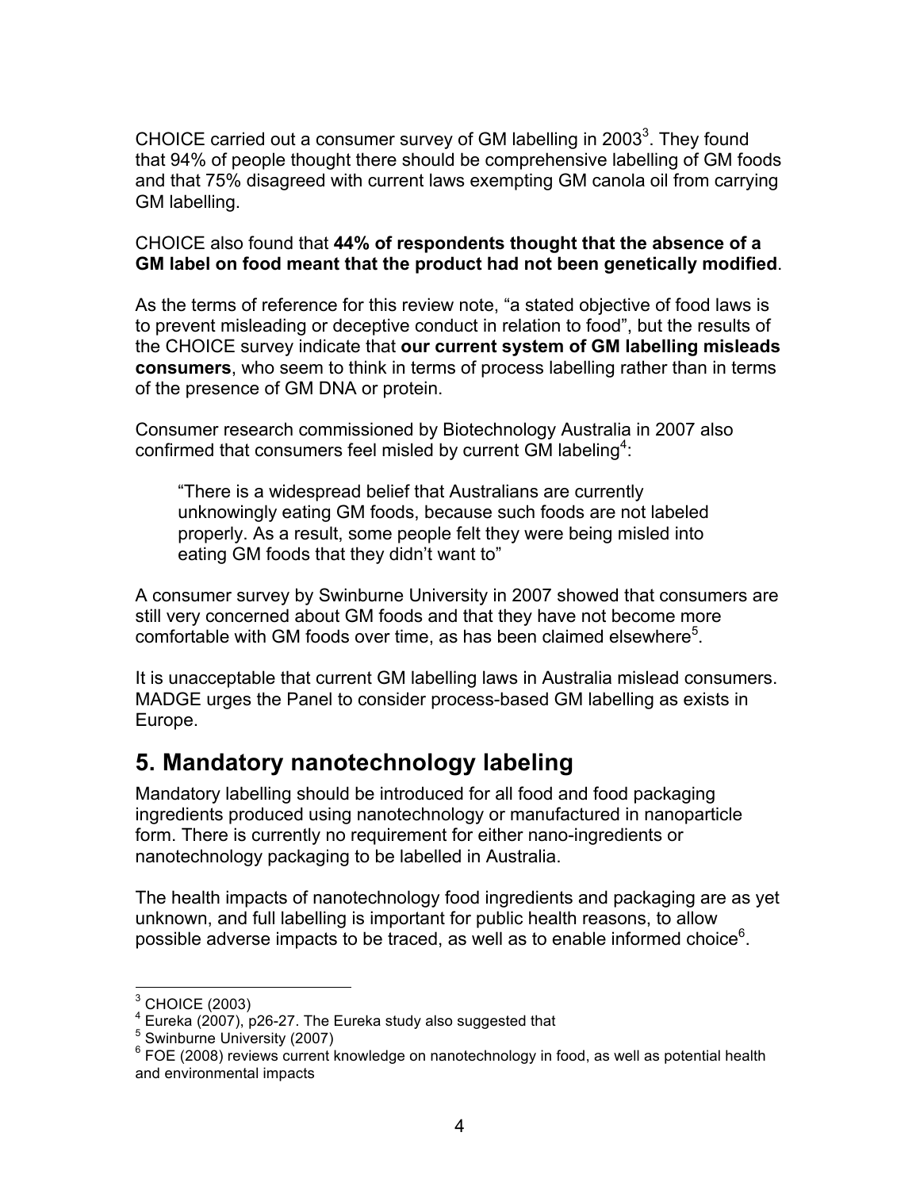CHOICE carried out a consumer survey of GM labelling in 2003[3]. They found that 94% of people thought there should be comprehensive labelling of GM foods and that 75% disagreed with current laws exempting GM canola oil from carrying GM labelling.

CHOICE also found that **44% of respondents thought that the absence of a GM label on food meant that the product had not been genetically modified**.

As the terms of reference for this review note, "a stated objective of food laws is to prevent misleading or deceptive conduct in relation to food", but the results of the CHOICE survey indicate that **our current system of GM labelling misleads consumers**, who seem to think in terms of process labelling rather than in terms of the presence of GM DNA or protein.

Consumer research commissioned by Biotechnology Australia in 2007 also confirmed that consumers feel misled by current GM labeling[4]:

> "There is a widespread belief that Australians are currently unknowingly eating GM foods, because such foods are not labeled properly. As a result, some people felt they were being misled into eating GM foods that they didn't want to"

A consumer survey by Swinburne University in 2007 showed that consumers are still very concerned about GM foods and that they have not become more comfortable with GM foods over time, as has been claimed elsewhere[5].

It is unacceptable that current GM labelling laws in Australia mislead consumers. MADGE urges the Panel to consider process-based GM labelling as exists in Europe.

## 5. Mandatory nanotechnology labeling

Mandatory labelling should be introduced for all food and food packaging ingredients produced using nanotechnology or manufactured in nanoparticle form. There is currently no requirement for either nano-ingredients or nanotechnology packaging to be labelled in Australia.

The health impacts of nanotechnology food ingredients and packaging are as yet unknown, and full labelling is important for public health reasons, to allow possible adverse impacts to be traced, as well as to enable informed choice[6].

---

[3] CHOICE (2003)

[4] Eureka (2007), p26-27. The Eureka study also suggested that

[5] Swinburne University (2007)

[6] FOE (2008) reviews current knowledge on nanotechnology in food, as well as potential health and environmental impacts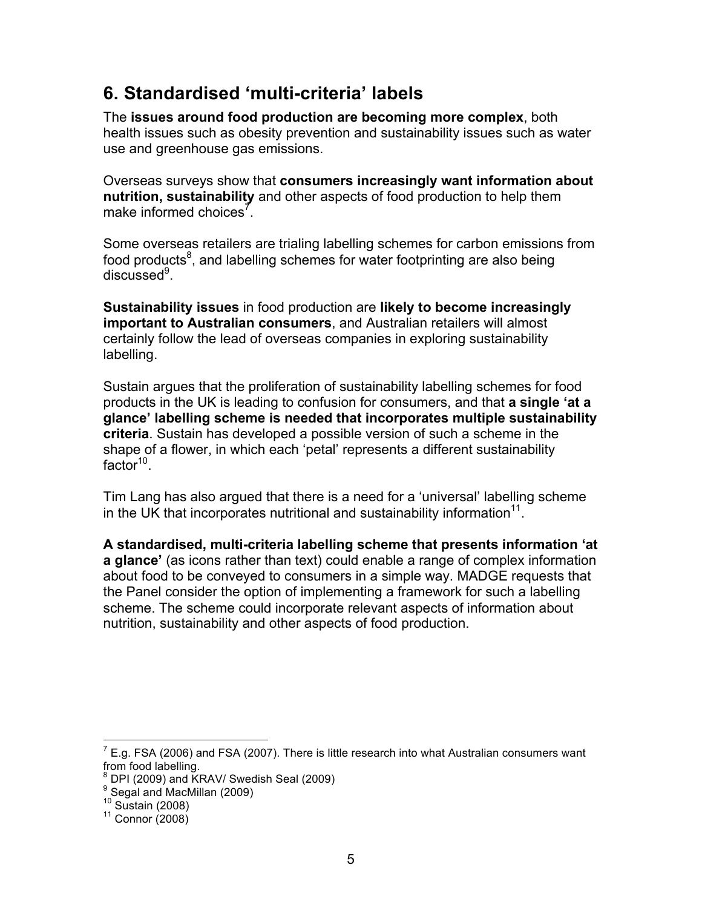## 6. Standardised 'multi-criteria' labels

The **issues around food production are becoming more complex**, both health issues such as obesity prevention and sustainability issues such as water use and greenhouse gas emissions.

Overseas surveys show that **consumers increasingly want information about nutrition, sustainability** and other aspects of food production to help them make informed choices[7].

Some overseas retailers are trialing labelling schemes for carbon emissions from food products[8], and labelling schemes for water footprinting are also being discussed[9].

**Sustainability issues** in food production are **likely to become increasingly important to Australian consumers**, and Australian retailers will almost certainly follow the lead of overseas companies in exploring sustainability labelling.

Sustain argues that the proliferation of sustainability labelling schemes for food products in the UK is leading to confusion for consumers, and that **a single 'at a glance' labelling scheme is needed that incorporates multiple sustainability criteria**. Sustain has developed a possible version of such a scheme in the shape of a flower, in which each 'petal' represents a different sustainability factor[10].

Tim Lang has also argued that there is a need for a 'universal' labelling scheme in the UK that incorporates nutritional and sustainability information[11].

**A standardised, multi-criteria labelling scheme that presents information 'at a glance'** (as icons rather than text) could enable a range of complex information about food to be conveyed to consumers in a simple way. MADGE requests that the Panel consider the option of implementing a framework for such a labelling scheme. The scheme could incorporate relevant aspects of information about nutrition, sustainability and other aspects of food production.

---

[7] E.g. FSA (2006) and FSA (2007). There is little research into what Australian consumers want from food labelling.

[8] DPI (2009) and KRAV/ Swedish Seal (2009)

[9] Segal and MacMillan (2009)

[10] Sustain (2008)

[11] Connor (2008)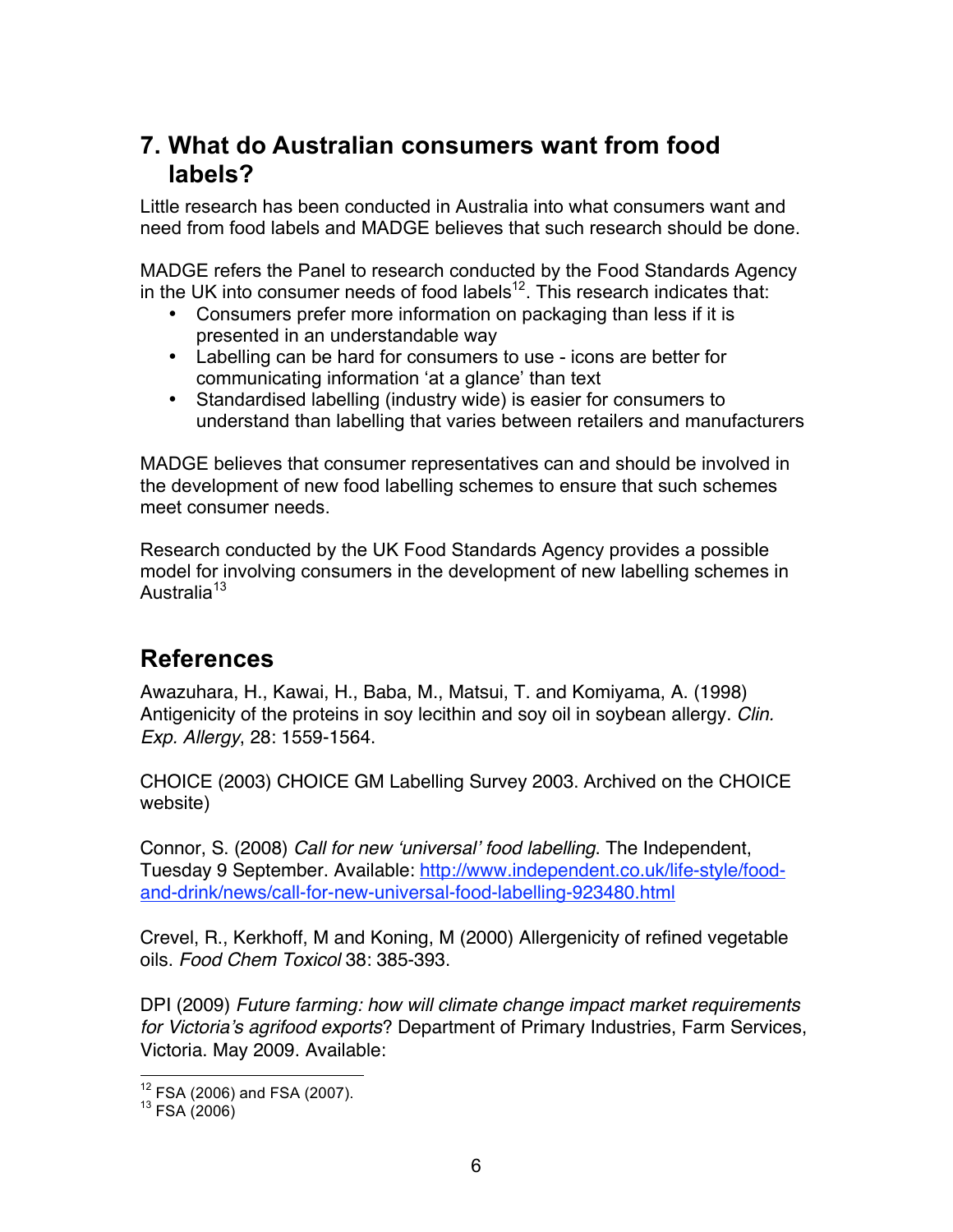## 7. What do Australian consumers want from food labels?

Little research has been conducted in Australia into what consumers want and need from food labels and MADGE believes that such research should be done.

MADGE refers the Panel to research conducted by the Food Standards Agency in the UK into consumer needs of food labels[12]. This research indicates that:

- Consumers prefer more information on packaging than less if it is presented in an understandable way
- Labelling can be hard for consumers to use - icons are better for communicating information 'at a glance' than text
- Standardised labelling (industry wide) is easier for consumers to understand than labelling that varies between retailers and manufacturers

MADGE believes that consumer representatives can and should be involved in the development of new food labelling schemes to ensure that such schemes meet consumer needs.

Research conducted by the UK Food Standards Agency provides a possible model for involving consumers in the development of new labelling schemes in Australia[13]

## References

Awazuhara, H., Kawai, H., Baba, M., Matsui, T. and Komiyama, A. (1998) Antigenicity of the proteins in soy lecithin and soy oil in soybean allergy. *Clin. Exp. Allergy*, 28: 1559-1564.

CHOICE (2003) CHOICE GM Labelling Survey 2003. Archived on the CHOICE website)

Connor, S. (2008) *Call for new 'universal' food labelling*. The Independent, Tuesday 9 September. Available: http://www.independent.co.uk/life-style/food-and-drink/news/call-for-new-universal-food-labelling-923480.html

Crevel, R., Kerkhoff, M and Koning, M (2000) Allergenicity of refined vegetable oils. *Food Chem Toxicol* 38: 385-393.

DPI (2009) *Future farming: how will climate change impact market requirements for Victoria's agrifood exports*? Department of Primary Industries, Farm Services, Victoria. May 2009. Available:

---

[12] FSA (2006) and FSA (2007).

[13] FSA (2006)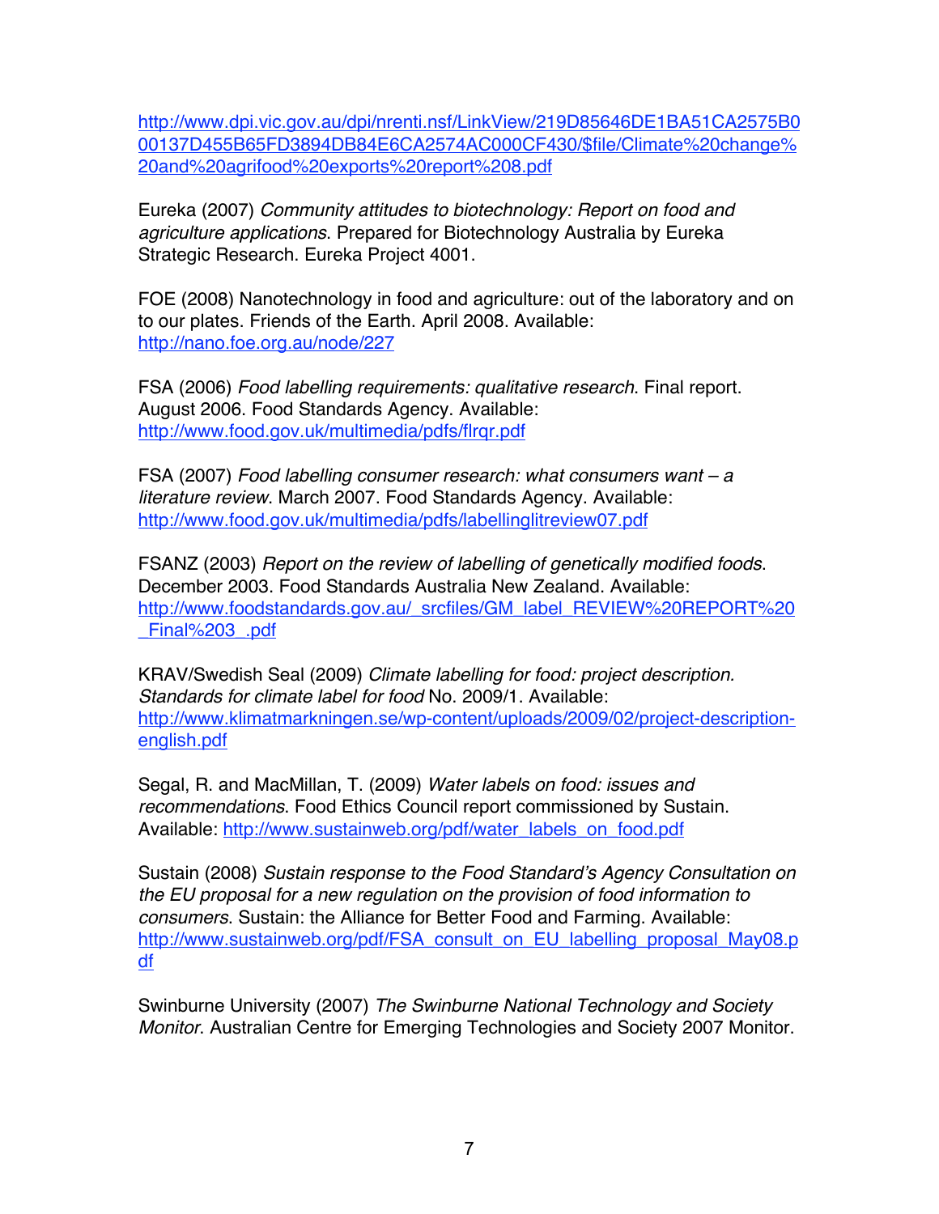http://www.dpi.vic.gov.au/dpi/nrenti.nsf/LinkView/219D85646DE1BA51CA2575B000137D455B65FD3894DB84E6CA2574AC000CF430/$file/Climate%20change%20and%20agrifood%20exports%20report%208.pdf

Eureka (2007) *Community attitudes to biotechnology: Report on food and agriculture applications.* Prepared for Biotechnology Australia by Eureka Strategic Research. Eureka Project 4001.

FOE (2008) Nanotechnology in food and agriculture: out of the laboratory and on to our plates. Friends of the Earth. April 2008. Available: http://nano.foe.org.au/node/227

FSA (2006) *Food labelling requirements: qualitative research*. Final report. August 2006. Food Standards Agency. Available: http://www.food.gov.uk/multimedia/pdfs/flrqr.pdf

FSA (2007) *Food labelling consumer research: what consumers want – a literature review*. March 2007. Food Standards Agency. Available: http://www.food.gov.uk/multimedia/pdfs/labellinglitreview07.pdf

FSANZ (2003) *Report on the review of labelling of genetically modified foods*. December 2003. Food Standards Australia New Zealand. Available: http://www.foodstandards.gov.au/_srcfiles/GM_label_REVIEW%20REPORT%20_Final%203_.pdf

KRAV/Swedish Seal (2009) *Climate labelling for food: project description. Standards for climate label for food* No. 2009/1. Available: http://www.klimatmarkningen.se/wp-content/uploads/2009/02/project-description-english.pdf

Segal, R. and MacMillan, T. (2009) *Water labels on food: issues and recommendations*. Food Ethics Council report commissioned by Sustain. Available: http://www.sustainweb.org/pdf/water_labels_on_food.pdf

Sustain (2008) *Sustain response to the Food Standard's Agency Consultation on the EU proposal for a new regulation on the provision of food information to consumers*. Sustain: the Alliance for Better Food and Farming. Available: http://www.sustainweb.org/pdf/FSA_consult_on_EU_labelling_proposal_May08.pdf

Swinburne University (2007) *The Swinburne National Technology and Society Monitor*. Australian Centre for Emerging Technologies and Society 2007 Monitor.